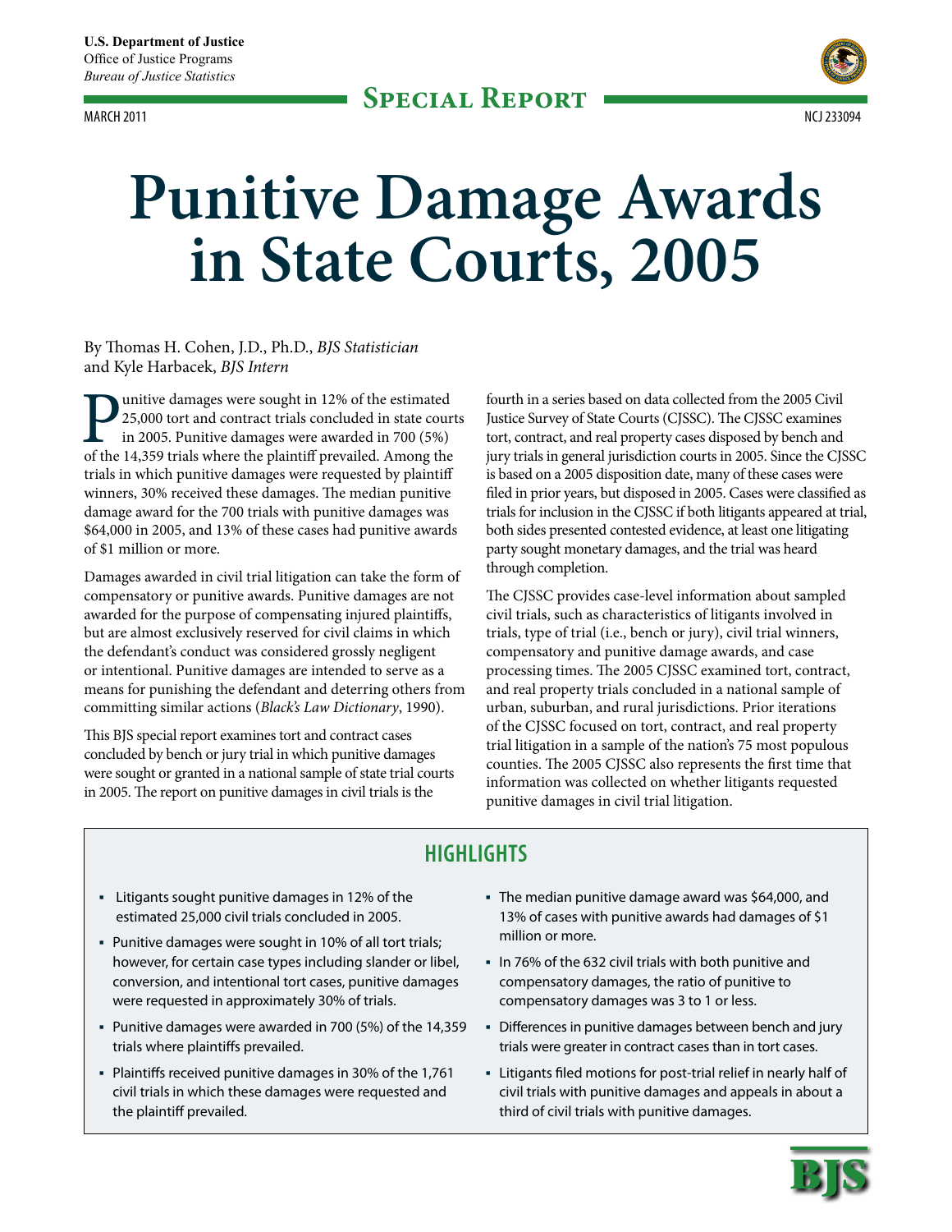U.S. Department of Justice
Office of Justice Programs
*Bureau of Justice Statistics*

**Special Report**

March 2011 NCJ 233094

# Punitive Damage Awards in State Courts, 2005

By Thomas H. Cohen, J.D., Ph.D., *BJS Statistician*
and Kyle Harbacek, *BJS Intern*

Punitive damages were sought in 12% of the estimated 25,000 tort and contract trials concluded in state courts in 2005. Punitive damages were awarded in 700 (5%) of the 14,359 trials where the plaintiff prevailed. Among the trials in which punitive damages were requested by plaintiff winners, 30% received these damages. The median punitive damage award for the 700 trials with punitive damages was $64,000 in 2005, and 13% of these cases had punitive awards of $1 million or more.

Damages awarded in civil trial litigation can take the form of compensatory or punitive awards. Punitive damages are not awarded for the purpose of compensating injured plaintiffs, but are almost exclusively reserved for civil claims in which the defendant's conduct was considered grossly negligent or intentional. Punitive damages are intended to serve as a means for punishing the defendant and deterring others from committing similar actions (*Black's Law Dictionary*, 1990).

This BJS special report examines tort and contract cases concluded by bench or jury trial in which punitive damages were sought or granted in a national sample of state trial courts in 2005. The report on punitive damages in civil trials is the fourth in a series based on data collected from the 2005 Civil Justice Survey of State Courts (CJSSC). The CJSSC examines tort, contract, and real property cases disposed by bench and jury trials in general jurisdiction courts in 2005. Since the CJSSC is based on a 2005 disposition date, many of these cases were filed in prior years, but disposed in 2005. Cases were classified as trials for inclusion in the CJSSC if both litigants appeared at trial, both sides presented contested evidence, at least one litigating party sought monetary damages, and the trial was heard through completion.

The CJSSC provides case-level information about sampled civil trials, such as characteristics of litigants involved in trials, type of trial (i.e., bench or jury), civil trial winners, compensatory and punitive damage awards, and case processing times. The 2005 CJSSC examined tort, contract, and real property trials concluded in a national sample of urban, suburban, and rural jurisdictions. Prior iterations of the CJSSC focused on tort, contract, and real property trial litigation in a sample of the nation's 75 most populous counties. The 2005 CJSSC also represents the first time that information was collected on whether litigants requested punitive damages in civil trial litigation.

## HIGHLIGHTS

- Litigants sought punitive damages in 12% of the estimated 25,000 civil trials concluded in 2005.
- Punitive damages were sought in 10% of all tort trials; however, for certain case types including slander or libel, conversion, and intentional tort cases, punitive damages were requested in approximately 30% of trials.
- Punitive damages were awarded in 700 (5%) of the 14,359 trials where plaintiffs prevailed.
- Plaintiffs received punitive damages in 30% of the 1,761 civil trials in which these damages were requested and the plaintiff prevailed.
- The median punitive damage award was $64,000, and 13% of cases with punitive awards had damages of $1 million or more.
- In 76% of the 632 civil trials with both punitive and compensatory damages, the ratio of punitive to compensatory damages was 3 to 1 or less.
- Differences in punitive damages between bench and jury trials were greater in contract cases than in tort cases.
- Litigants filed motions for post-trial relief in nearly half of civil trials with punitive damages and appeals in about a third of civil trials with punitive damages.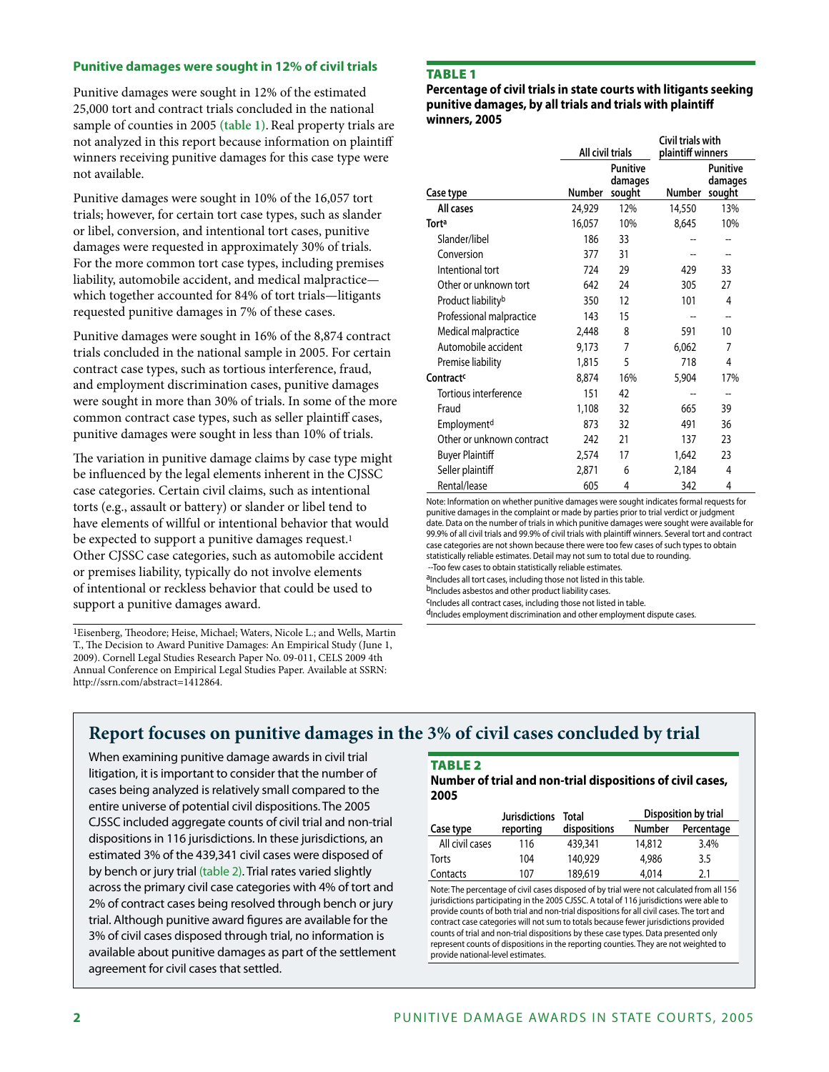### Punitive damages were sought in 12% of civil trials

Punitive damages were sought in 12% of the estimated 25,000 tort and contract trials concluded in the national sample of counties in 2005 (table 1). Real property trials are not analyzed in this report because information on plaintiff winners receiving punitive damages for this case type were not available.

Punitive damages were sought in 10% of the 16,057 tort trials; however, for certain tort case types, such as slander or libel, conversion, and intentional tort cases, punitive damages were requested in approximately 30% of trials. For the more common tort case types, including premises liability, automobile accident, and medical malpractice—which together accounted for 84% of tort trials—litigants requested punitive damages in 7% of these cases.

Punitive damages were sought in 16% of the 8,874 contract trials concluded in the national sample in 2005. For certain contract case types, such as tortious interference, fraud, and employment discrimination cases, punitive damages were sought in more than 30% of trials. In some of the more common contract case types, such as seller plaintiff cases, punitive damages were sought in less than 10% of trials.

The variation in punitive damage claims by case type might be influenced by the legal elements inherent in the CJSSC case categories. Certain civil claims, such as intentional torts (e.g., assault or battery) or slander or libel tend to have elements of willful or intentional behavior that would be expected to support a punitive damages request.[1] Other CJSSC case categories, such as automobile accident or premises liability, typically do not involve elements of intentional or reckless behavior that could be used to support a punitive damages award.

[1]Eisenberg, Theodore; Heise, Michael; Waters, Nicole L.; and Wells, Martin T., The Decision to Award Punitive Damages: An Empirical Study (June 1, 2009). Cornell Legal Studies Research Paper No. 09-011, CELS 2009 4th Annual Conference on Empirical Legal Studies Paper. Available at SSRN: http://ssrn.com/abstract=1412864.

**TABLE 1**

**Percentage of civil trials in state courts with litigants seeking punitive damages, by all trials and trials with plaintiff winners, 2005**

| | All civil trials | | Civil trials with plaintiff winners | |
|---|---|---|---|---|
| Case type | Number | Punitive damages sought | Number | Punitive damages sought |
| All cases | 24,929 | 12% | 14,550 | 13% |
| Tort[a] | 16,057 | 10% | 8,645 | 10% |
| Slander/libel | 186 | 33 | -- | -- |
| Conversion | 377 | 31 | -- | -- |
| Intentional tort | 724 | 29 | 429 | 33 |
| Other or unknown tort | 642 | 24 | 305 | 27 |
| Product liability[b] | 350 | 12 | 101 | 4 |
| Professional malpractice | 143 | 15 | -- | -- |
| Medical malpractice | 2,448 | 8 | 591 | 10 |
| Automobile accident | 9,173 | 7 | 6,062 | 7 |
| Premise liability | 1,815 | 5 | 718 | 4 |
| Contract[c] | 8,874 | 16% | 5,904 | 17% |
| Tortious interference | 151 | 42 | -- | -- |
| Fraud | 1,108 | 32 | 665 | 39 |
| Employment[d] | 873 | 32 | 491 | 36 |
| Other or unknown contract | 242 | 21 | 137 | 23 |
| Buyer Plaintiff | 2,574 | 17 | 1,642 | 23 |
| Seller plaintiff | 2,871 | 6 | 2,184 | 4 |
| Rental/lease | 605 | 4 | 342 | 4 |

Note: Information on whether punitive damages were sought indicates formal requests for punitive damages in the complaint or made by parties prior to trial verdict or judgment date. Data on the number of trials in which punitive damages were sought were available for 99.9% of all civil trials and 99.9% of civil trials with plaintiff winners. Several tort and contract case categories are not shown because there were too few cases of such types to obtain statistically reliable estimates. Detail may not sum to total due to rounding.

--Too few cases to obtain statistically reliable estimates.

[a]Includes all tort cases, including those not listed in this table.

[b]Includes asbestos and other product liability cases.

[c]Includes all contract cases, including those not listed in table.

[d]Includes employment discrimination and other employment dispute cases.

## Report focuses on punitive damages in the 3% of civil cases concluded by trial

When examining punitive damage awards in civil trial litigation, it is important to consider that the number of cases being analyzed is relatively small compared to the entire universe of potential civil dispositions. The 2005 CJSSC included aggregate counts of civil trial and non-trial dispositions in 116 jurisdictions. In these jurisdictions, an estimated 3% of the 439,341 civil cases were disposed of by bench or jury trial (table 2). Trial rates varied slightly across the primary civil case categories with 4% of tort and 2% of contract cases being resolved through bench or jury trial. Although punitive award figures are available for the 3% of civil cases disposed through trial, no information is available about punitive damages as part of the settlement agreement for civil cases that settled.

**TABLE 2**

**Number of trial and non-trial dispositions of civil cases, 2005**

| Case type | Jurisdictions reporting | Total dispositions | Disposition by trial | |
|---|---|---|---|---|
| | | | Number | Percentage |
| All civil cases | 116 | 439,341 | 14,812 | 3.4% |
| Torts | 104 | 140,929 | 4,986 | 3.5 |
| Contacts | 107 | 189,619 | 4,014 | 2.1 |

Note: The percentage of civil cases disposed of by trial were not calculated from all 156 jurisdictions participating in the 2005 CJSSC. A total of 116 jurisdictions were able to provide counts of both trial and non-trial dispositions for all civil cases. The tort and contract case categories will not sum to totals because fewer jurisdictions provided counts of trial and non-trial dispositions by these case types. Data presented only represent counts of dispositions in the reporting counties. They are not weighted to provide national-level estimates.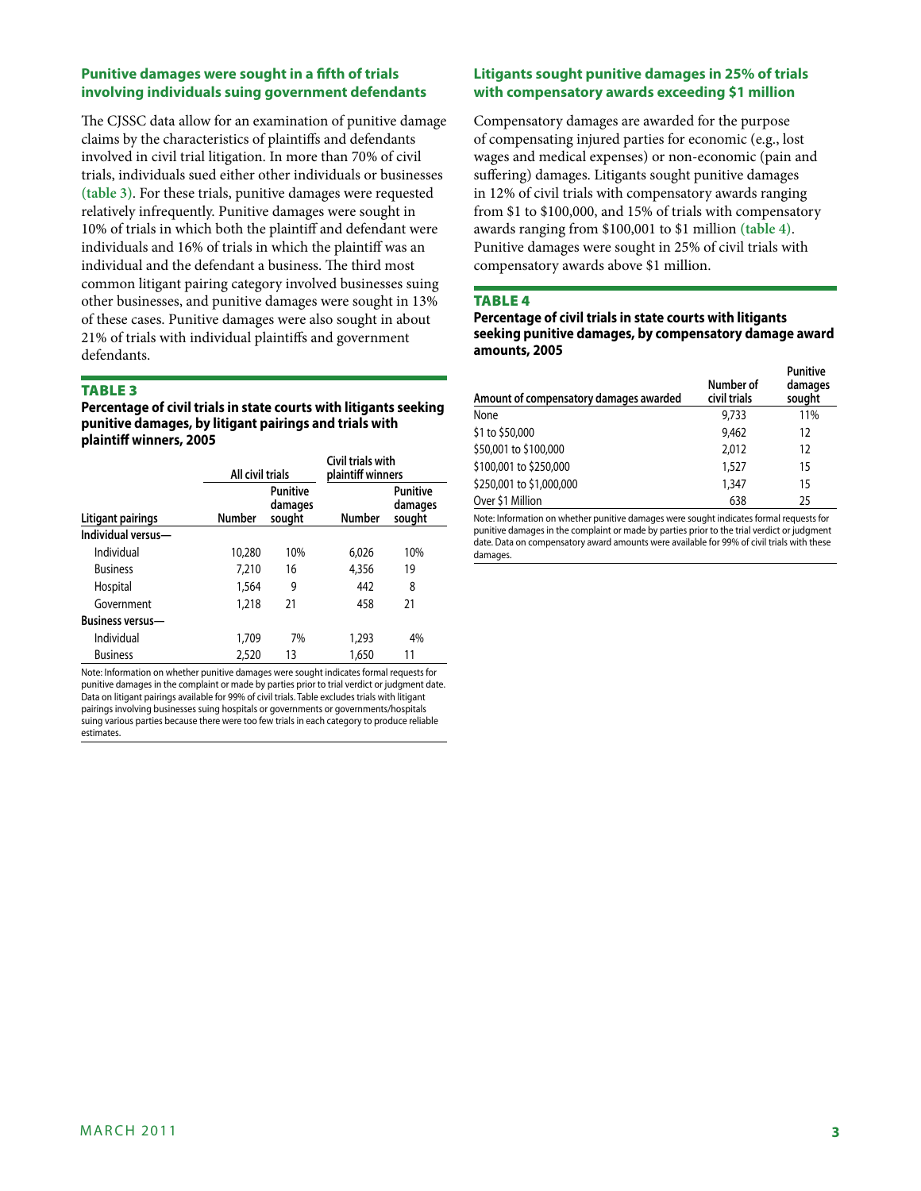## Punitive damages were sought in a fifth of trials involving individuals suing government defendants

The CJSSC data allow for an examination of punitive damage claims by the characteristics of plaintiffs and defendants involved in civil trial litigation. In more than 70% of civil trials, individuals sued either other individuals or businesses **(table 3)**. For these trials, punitive damages were requested relatively infrequently. Punitive damages were sought in 10% of trials in which both the plaintiff and defendant were individuals and 16% of trials in which the plaintiff was an individual and the defendant a business. The third most common litigant pairing category involved businesses suing other businesses, and punitive damages were sought in 13% of these cases. Punitive damages were also sought in about 21% of trials with individual plaintiffs and government defendants.

### TABLE 3

**Percentage of civil trials in state courts with litigants seeking punitive damages, by litigant pairings and trials with plaintiff winners, 2005**

| | All civil trials | | Civil trials with plaintiff winners | |
|---|---|---|---|---|
| Litigant pairings | Number | Punitive damages sought | Number | Punitive damages sought |
| **Individual versus—** | | | | |
| Individual | 10,280 | 10% | 6,026 | 10% |
| Business | 7,210 | 16 | 4,356 | 19 |
| Hospital | 1,564 | 9 | 442 | 8 |
| Government | 1,218 | 21 | 458 | 21 |
| **Business versus—** | | | | |
| Individual | 1,709 | 7% | 1,293 | 4% |
| Business | 2,520 | 13 | 1,650 | 11 |

Note: Information on whether punitive damages were sought indicates formal requests for punitive damages in the complaint or made by parties prior to trial verdict or judgment date. Data on litigant pairings available for 99% of civil trials. Table excludes trials with litigant pairings involving businesses suing hospitals or governments or governments/hospitals suing various parties because there were too few trials in each category to produce reliable estimates.

## Litigants sought punitive damages in 25% of trials with compensatory awards exceeding $1 million

Compensatory damages are awarded for the purpose of compensating injured parties for economic (e.g., lost wages and medical expenses) or non-economic (pain and suffering) damages. Litigants sought punitive damages in 12% of civil trials with compensatory awards ranging from $1 to $100,000, and 15% of trials with compensatory awards ranging from $100,001 to $1 million **(table 4)**. Punitive damages were sought in 25% of civil trials with compensatory awards above $1 million.

### TABLE 4

**Percentage of civil trials in state courts with litigants seeking punitive damages, by compensatory damage award amounts, 2005**

| Amount of compensatory damages awarded | Number of civil trials | Punitive damages sought |
|---|---|---|
| None | 9,733 | 11% |
| $1 to $50,000 | 9,462 | 12 |
| $50,001 to $100,000 | 2,012 | 12 |
| $100,001 to $250,000 | 1,527 | 15 |
| $250,001 to $1,000,000 | 1,347 | 15 |
| Over $1 Million | 638 | 25 |

Note: Information on whether punitive damages were sought indicates formal requests for punitive damages in the complaint or made by parties prior to the trial verdict or judgment date. Data on compensatory award amounts were available for 99% of civil trials with these damages.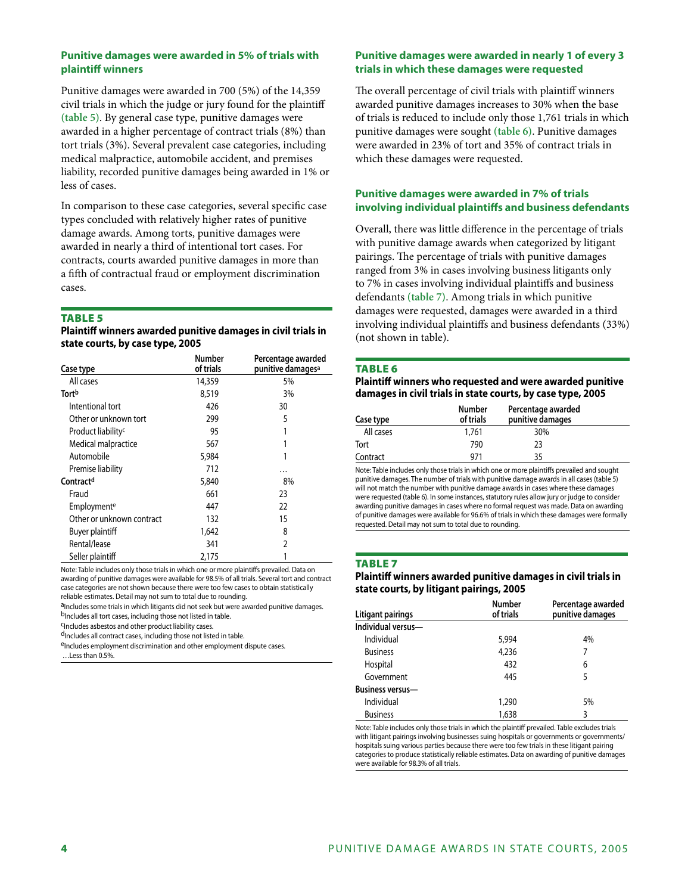### Punitive damages were awarded in 5% of trials with plaintiff winners

Punitive damages were awarded in 700 (5%) of the 14,359 civil trials in which the judge or jury found for the plaintiff (table 5). By general case type, punitive damages were awarded in a higher percentage of contract trials (8%) than tort trials (3%). Several prevalent case categories, including medical malpractice, automobile accident, and premises liability, recorded punitive damages being awarded in 1% or less of cases.

In comparison to these case categories, several specific case types concluded with relatively higher rates of punitive damage awards. Among torts, punitive damages were awarded in nearly a third of intentional tort cases. For contracts, courts awarded punitive damages in more than a fifth of contractual fraud or employment discrimination cases.

**TABLE 5**

**Plaintiff winners awarded punitive damages in civil trials in state courts, by case type, 2005**

| Case type | Number of trials | Percentage awarded punitive damages[a] |
|---|---|---|
| All cases | 14,359 | 5% |
| **Tort**[b] | 8,519 | 3% |
| Intentional tort | 426 | 30 |
| Other or unknown tort | 299 | 5 |
| Product liability[c] | 95 | 1 |
| Medical malpractice | 567 | 1 |
| Automobile | 5,984 | 1 |
| Premise liability | 712 | … |
| **Contract**[d] | 5,840 | 8% |
| Fraud | 661 | 23 |
| Employment[e] | 447 | 22 |
| Other or unknown contract | 132 | 15 |
| Buyer plaintiff | 1,642 | 8 |
| Rental/lease | 341 | 2 |
| Seller plaintiff | 2,175 | 1 |

Note: Table includes only those trials in which one or more plaintiffs prevailed. Data on awarding of punitive damages were available for 98.5% of all trials. Several tort and contract case categories are not shown because there were too few cases to obtain statistically reliable estimates. Detail may not sum to total due to rounding.

[a]Includes some trials in which litigants did not seek but were awarded punitive damages.

[b]Includes all tort cases, including those not listed in table.

[c]Includes asbestos and other product liability cases.

[d]Includes all contract cases, including those not listed in table.

[e]Includes employment discrimination and other employment dispute cases.

…Less than 0.5%.

### Punitive damages were awarded in nearly 1 of every 3 trials in which these damages were requested

The overall percentage of civil trials with plaintiff winners awarded punitive damages increases to 30% when the base of trials is reduced to include only those 1,761 trials in which punitive damages were sought (table 6). Punitive damages were awarded in 23% of tort and 35% of contract trials in which these damages were requested.

### Punitive damages were awarded in 7% of trials involving individual plaintiffs and business defendants

Overall, there was little difference in the percentage of trials with punitive damage awards when categorized by litigant pairings. The percentage of trials with punitive damages ranged from 3% in cases involving business litigants only to 7% in cases involving individual plaintiffs and business defendants (table 7). Among trials in which punitive damages were requested, damages were awarded in a third involving individual plaintiffs and business defendants (33%) (not shown in table).

**TABLE 6**

**Plaintiff winners who requested and were awarded punitive damages in civil trials in state courts, by case type, 2005**

| Case type | Number of trials | Percentage awarded punitive damages |
|---|---|---|
| All cases | 1,761 | 30% |
| Tort | 790 | 23 |
| Contract | 971 | 35 |

Note: Table includes only those trials in which one or more plaintiffs prevailed and sought punitive damages. The number of trials with punitive damage awards in all cases (table 5) will not match the number with punitive damage awards in cases where these damages were requested (table 6). In some instances, statutory rules allow jury or judge to consider awarding punitive damages in cases where no formal request was made. Data on awarding of punitive damages were available for 96.6% of trials in which these damages were formally requested. Detail may not sum to total due to rounding.

**TABLE 7**

**Plaintiff winners awarded punitive damages in civil trials in state courts, by litigant pairings, 2005**

| Litigant pairings | Number of trials | Percentage awarded punitive damages |
|---|---|---|
| **Individual versus—** | | |
| Individual | 5,994 | 4% |
| Business | 4,236 | 7 |
| Hospital | 432 | 6 |
| Government | 445 | 5 |
| **Business versus—** | | |
| Individual | 1,290 | 5% |
| Business | 1,638 | 3 |

Note: Table includes only those trials in which the plaintiff prevailed. Table excludes trials with litigant pairings involving businesses suing hospitals or governments or governments/hospitals suing various parties because there were too few trials in these litigant pairing categories to produce statistically reliable estimates. Data on awarding of punitive damages were available for 98.3% of all trials.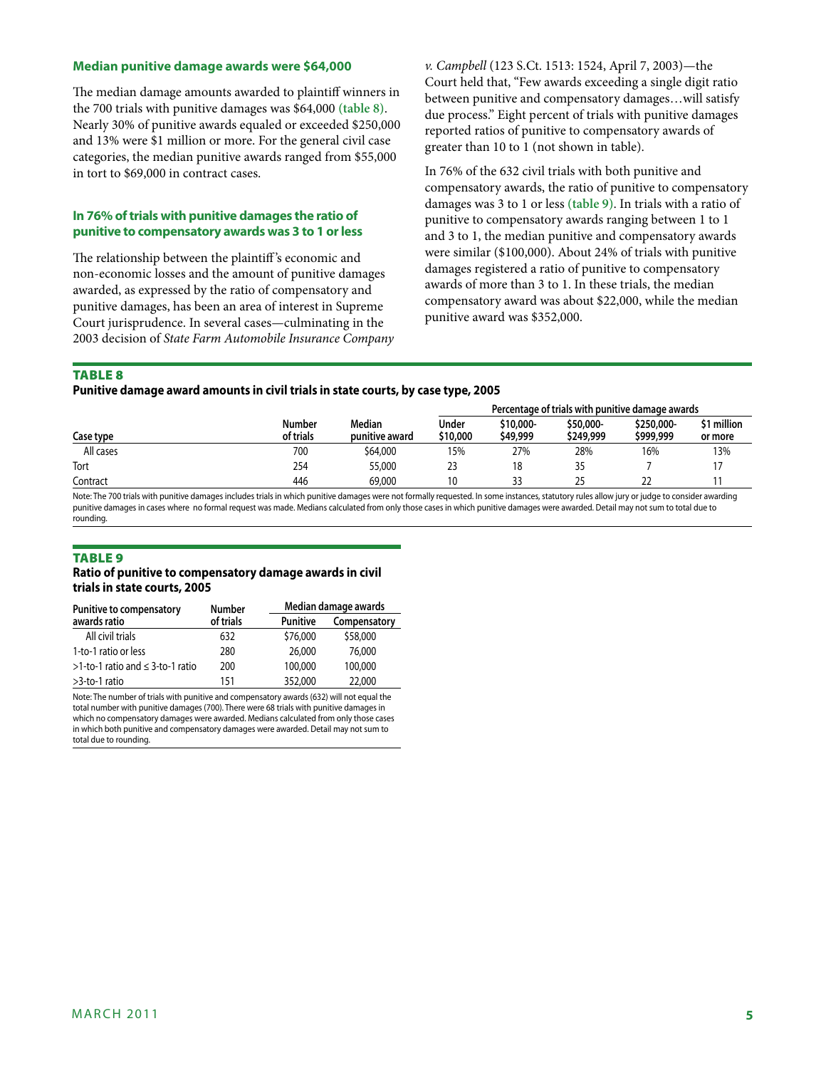### Median punitive damage awards were $64,000

The median damage amounts awarded to plaintiff winners in the 700 trials with punitive damages was $64,000 **(table 8)**. Nearly 30% of punitive awards equaled or exceeded $250,000 and 13% were $1 million or more. For the general civil case categories, the median punitive awards ranged from $55,000 in tort to $69,000 in contract cases.

### In 76% of trials with punitive damages the ratio of punitive to compensatory awards was 3 to 1 or less

The relationship between the plaintiff's economic and non-economic losses and the amount of punitive damages awarded, as expressed by the ratio of compensatory and punitive damages, has been an area of interest in Supreme Court jurisprudence. In several cases—culminating in the 2003 decision of *State Farm Automobile Insurance Company v. Campbell* (123 S.Ct. 1513: 1524, April 7, 2003)—the Court held that, "Few awards exceeding a single digit ratio between punitive and compensatory damages…will satisfy due process." Eight percent of trials with punitive damages reported ratios of punitive to compensatory awards of greater than 10 to 1 (not shown in table).

In 76% of the 632 civil trials with both punitive and compensatory awards, the ratio of punitive to compensatory damages was 3 to 1 or less **(table 9)**. In trials with a ratio of punitive to compensatory awards ranging between 1 to 1 and 3 to 1, the median punitive and compensatory awards were similar ($100,000). About 24% of trials with punitive damages registered a ratio of punitive to compensatory awards of more than 3 to 1. In these trials, the median compensatory award was about $22,000, while the median punitive award was $352,000.

**TABLE 8**

**Punitive damage award amounts in civil trials in state courts, by case type, 2005**

| Case type | Number of trials | Median punitive award | Percentage of trials with punitive damage awards | | | | |
|---|---|---|---|---|---|---|---|
| | | | Under $10,000 | $10,000-$49,999 | $50,000-$249,999 | $250,000-$999,999 | $1 million or more |
| All cases | 700 | $64,000 | 15% | 27% | 28% | 16% | 13% |
| Tort | 254 | 55,000 | 23 | 18 | 35 | 7 | 17 |
| Contract | 446 | 69,000 | 10 | 33 | 25 | 22 | 11 |

Note: The 700 trials with punitive damages includes trials in which punitive damages were not formally requested. In some instances, statutory rules allow jury or judge to consider awarding punitive damages in cases where no formal request was made. Medians calculated from only those cases in which punitive damages were awarded. Detail may not sum to total due to rounding.

**TABLE 9**

**Ratio of punitive to compensatory damage awards in civil trials in state courts, 2005**

| Punitive to compensatory awards ratio | Number of trials | Median damage awards | |
|---|---|---|---|
| | | Punitive | Compensatory |
| All civil trials | 632 | $76,000 | $58,000 |
| 1-to-1 ratio or less | 280 | 26,000 | 76,000 |
| >1-to-1 ratio and ≤ 3-to-1 ratio | 200 | 100,000 | 100,000 |
| >3-to-1 ratio | 151 | 352,000 | 22,000 |

Note: The number of trials with punitive and compensatory awards (632) will not equal the total number with punitive damages (700). There were 68 trials with punitive damages in which no compensatory damages were awarded. Medians calculated from only those cases in which both punitive and compensatory damages were awarded. Detail may not sum to total due to rounding.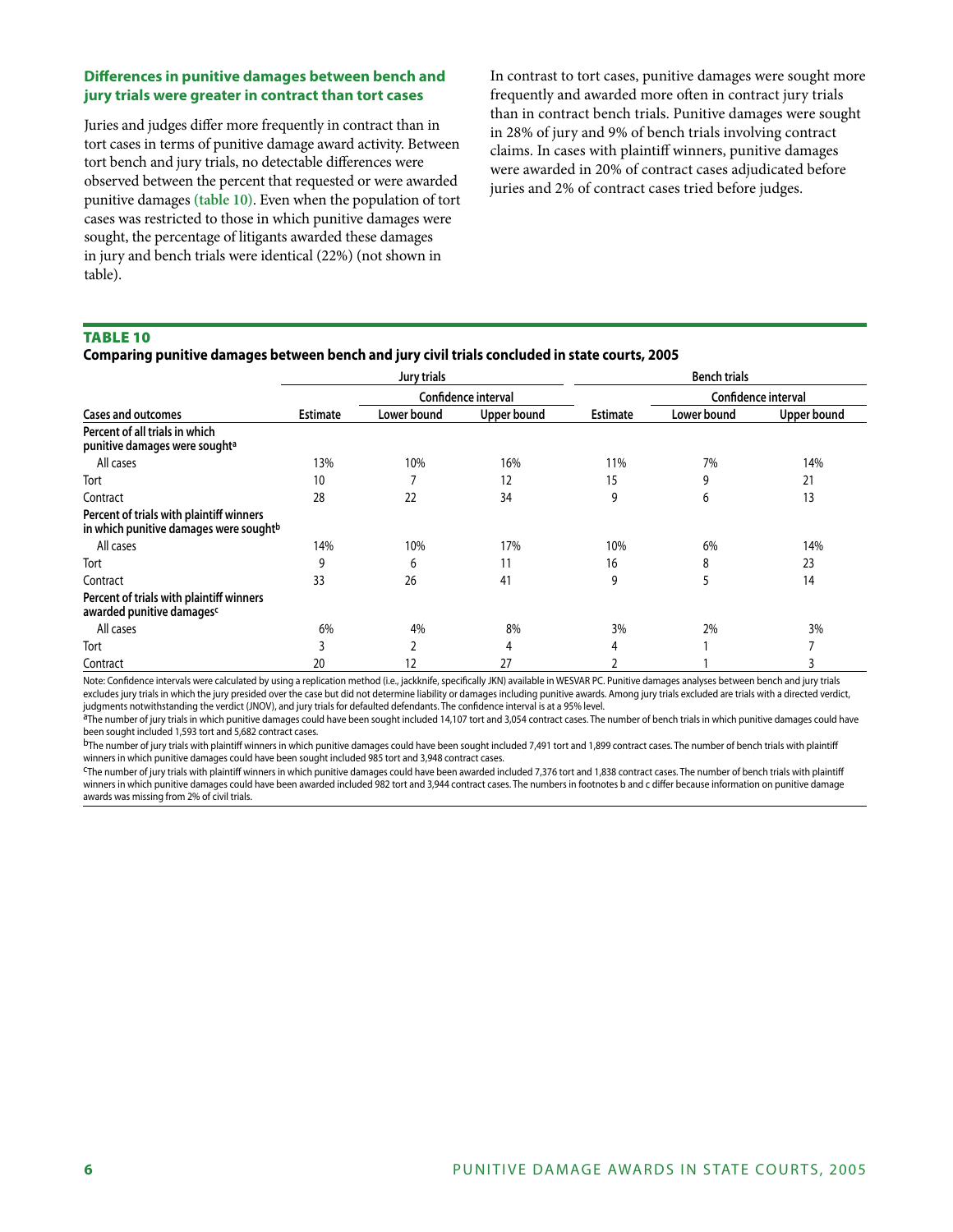### Differences in punitive damages between bench and jury trials were greater in contract than tort cases

Juries and judges differ more frequently in contract than in tort cases in terms of punitive damage award activity. Between tort bench and jury trials, no detectable differences were observed between the percent that requested or were awarded punitive damages (table 10). Even when the population of tort cases was restricted to those in which punitive damages were sought, the percentage of litigants awarded these damages in jury and bench trials were identical (22%) (not shown in table).

In contrast to tort cases, punitive damages were sought more frequently and awarded more often in contract jury trials than in contract bench trials. Punitive damages were sought in 28% of jury and 9% of bench trials involving contract claims. In cases with plaintiff winners, punitive damages were awarded in 20% of contract cases adjudicated before juries and 2% of contract cases tried before judges.

**TABLE 10**

**Comparing punitive damages between bench and jury civil trials concluded in state courts, 2005**

| | Jury trials | | | Bench trials | | |
|---|---|---|---|---|---|---|
| | | Confidence interval | | | Confidence interval | |
| Cases and outcomes | Estimate | Lower bound | Upper bound | Estimate | Lower bound | Upper bound |
| **Percent of all trials in which punitive damages were sought[a]** | | | | | | |
| All cases | 13% | 10% | 16% | 11% | 7% | 14% |
| Tort | 10 | 7 | 12 | 15 | 9 | 21 |
| Contract | 28 | 22 | 34 | 9 | 6 | 13 |
| **Percent of trials with plaintiff winners in which punitive damages were sought[b]** | | | | | | |
| All cases | 14% | 10% | 17% | 10% | 6% | 14% |
| Tort | 9 | 6 | 11 | 16 | 8 | 23 |
| Contract | 33 | 26 | 41 | 9 | 5 | 14 |
| **Percent of trials with plaintiff winners awarded punitive damages[c]** | | | | | | |
| All cases | 6% | 4% | 8% | 3% | 2% | 3% |
| Tort | 3 | 2 | 4 | 4 | 1 | 7 |
| Contract | 20 | 12 | 27 | 2 | 1 | 3 |

Note: Confidence intervals were calculated by using a replication method (i.e., jackknife, specifically JKN) available in WESVAR PC. Punitive damages analyses between bench and jury trials excludes jury trials in which the jury presided over the case but did not determine liability or damages including punitive awards. Among jury trials excluded are trials with a directed verdict, judgments notwithstanding the verdict (JNOV), and jury trials for defaulted defendants. The confidence interval is at a 95% level.

[a]The number of jury trials in which punitive damages could have been sought included 14,107 tort and 3,054 contract cases. The number of bench trials in which punitive damages could have been sought included 1,593 tort and 5,682 contract cases.

[b]The number of jury trials with plaintiff winners in which punitive damages could have been sought included 7,491 tort and 1,899 contract cases. The number of bench trials with plaintiff winners in which punitive damages could have been sought included 985 tort and 3,948 contract cases.

[c]The number of jury trials with plaintiff winners in which punitive damages could have been awarded included 7,376 tort and 1,838 contract cases. The number of bench trials with plaintiff winners in which punitive damages could have been awarded included 982 tort and 3,944 contract cases. The numbers in footnotes b and c differ because information on punitive damage awards was missing from 2% of civil trials.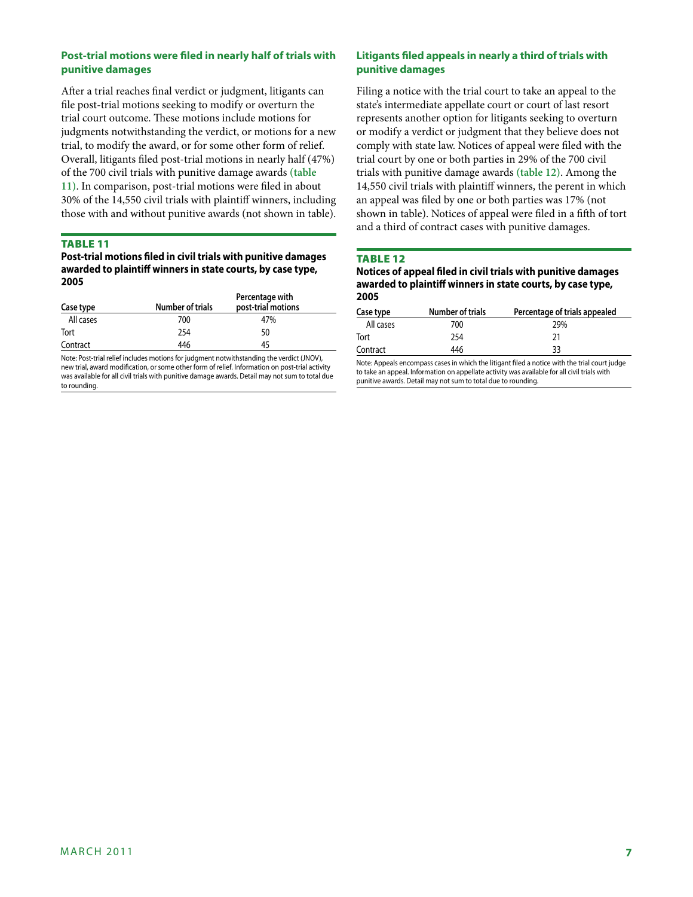## Post-trial motions were filed in nearly half of trials with punitive damages

After a trial reaches final verdict or judgment, litigants can file post-trial motions seeking to modify or overturn the trial court outcome. These motions include motions for judgments notwithstanding the verdict, or motions for a new trial, to modify the award, or for some other form of relief. Overall, litigants filed post-trial motions in nearly half (47%) of the 700 civil trials with punitive damage awards (table 11). In comparison, post-trial motions were filed in about 30% of the 14,550 civil trials with plaintiff winners, including those with and without punitive awards (not shown in table).

**TABLE 11**

**Post-trial motions filed in civil trials with punitive damages awarded to plaintiff winners in state courts, by case type, 2005**

| Case type | Number of trials | Percentage with post-trial motions |
|---|---|---|
| All cases | 700 | 47% |
| Tort | 254 | 50 |
| Contract | 446 | 45 |

Note: Post-trial relief includes motions for judgment notwithstanding the verdict (JNOV), new trial, award modification, or some other form of relief. Information on post-trial activity was available for all civil trials with punitive damage awards. Detail may not sum to total due to rounding.

## Litigants filed appeals in nearly a third of trials with punitive damages

Filing a notice with the trial court to take an appeal to the state's intermediate appellate court or court of last resort represents another option for litigants seeking to overturn or modify a verdict or judgment that they believe does not comply with state law. Notices of appeal were filed with the trial court by one or both parties in 29% of the 700 civil trials with punitive damage awards (table 12). Among the 14,550 civil trials with plaintiff winners, the perent in which an appeal was filed by one or both parties was 17% (not shown in table). Notices of appeal were filed in a fifth of tort and a third of contract cases with punitive damages.

**TABLE 12**

**Notices of appeal filed in civil trials with punitive damages awarded to plaintiff winners in state courts, by case type, 2005**

| Case type | Number of trials | Percentage of trials appealed |
|---|---|---|
| All cases | 700 | 29% |
| Tort | 254 | 21 |
| Contract | 446 | 33 |

Note: Appeals encompass cases in which the litigant filed a notice with the trial court judge to take an appeal. Information on appellate activity was available for all civil trials with punitive awards. Detail may not sum to total due to rounding.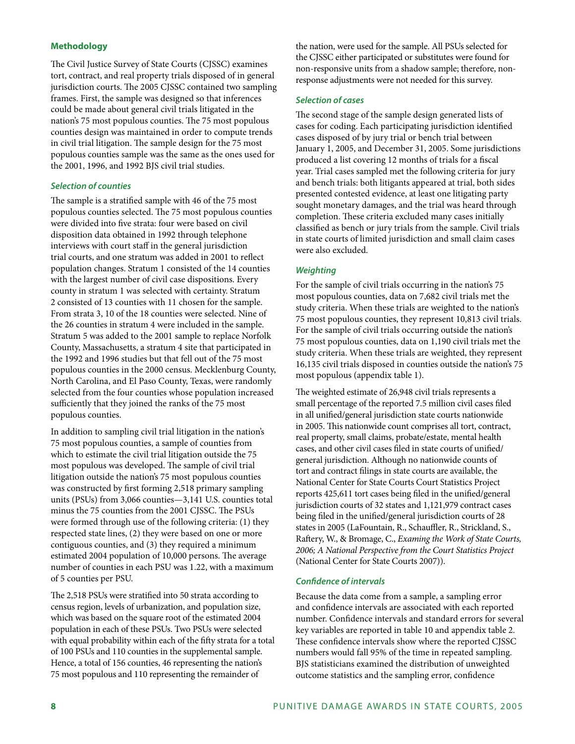## Methodology

The Civil Justice Survey of State Courts (CJSSC) examines tort, contract, and real property trials disposed of in general jurisdiction courts. The 2005 CJSSC contained two sampling frames. First, the sample was designed so that inferences could be made about general civil trials litigated in the nation's 75 most populous counties. The 75 most populous counties design was maintained in order to compute trends in civil trial litigation. The sample design for the 75 most populous counties sample was the same as the ones used for the 2001, 1996, and 1992 BJS civil trial studies.

### *Selection of counties*

The sample is a stratified sample with 46 of the 75 most populous counties selected. The 75 most populous counties were divided into five strata: four were based on civil disposition data obtained in 1992 through telephone interviews with court staff in the general jurisdiction trial courts, and one stratum was added in 2001 to reflect population changes. Stratum 1 consisted of the 14 counties with the largest number of civil case dispositions. Every county in stratum 1 was selected with certainty. Stratum 2 consisted of 13 counties with 11 chosen for the sample. From strata 3, 10 of the 18 counties were selected. Nine of the 26 counties in stratum 4 were included in the sample. Stratum 5 was added to the 2001 sample to replace Norfolk County, Massachusetts, a stratum 4 site that participated in the 1992 and 1996 studies but that fell out of the 75 most populous counties in the 2000 census. Mecklenburg County, North Carolina, and El Paso County, Texas, were randomly selected from the four counties whose population increased sufficiently that they joined the ranks of the 75 most populous counties.

In addition to sampling civil trial litigation in the nation's 75 most populous counties, a sample of counties from which to estimate the civil trial litigation outside the 75 most populous was developed. The sample of civil trial litigation outside the nation's 75 most populous counties was constructed by first forming 2,518 primary sampling units (PSUs) from 3,066 counties—3,141 U.S. counties total minus the 75 counties from the 2001 CJSSC. The PSUs were formed through use of the following criteria: (1) they respected state lines, (2) they were based on one or more contiguous counties, and (3) they required a minimum estimated 2004 population of 10,000 persons. The average number of counties in each PSU was 1.22, with a maximum of 5 counties per PSU.

The 2,518 PSUs were stratified into 50 strata according to census region, levels of urbanization, and population size, which was based on the square root of the estimated 2004 population in each of these PSUs. Two PSUs were selected with equal probability within each of the fifty strata for a total of 100 PSUs and 110 counties in the supplemental sample. Hence, a total of 156 counties, 46 representing the nation's 75 most populous and 110 representing the remainder of the nation, were used for the sample. All PSUs selected for the CJSSC either participated or substitutes were found for non-responsive units from a shadow sample; therefore, non-response adjustments were not needed for this survey.

### *Selection of cases*

The second stage of the sample design generated lists of cases for coding. Each participating jurisdiction identified cases disposed of by jury trial or bench trial between January 1, 2005, and December 31, 2005. Some jurisdictions produced a list covering 12 months of trials for a fiscal year. Trial cases sampled met the following criteria for jury and bench trials: both litigants appeared at trial, both sides presented contested evidence, at least one litigating party sought monetary damages, and the trial was heard through completion. These criteria excluded many cases initially classified as bench or jury trials from the sample. Civil trials in state courts of limited jurisdiction and small claim cases were also excluded.

### *Weighting*

For the sample of civil trials occurring in the nation's 75 most populous counties, data on 7,682 civil trials met the study criteria. When these trials are weighted to the nation's 75 most populous counties, they represent 10,813 civil trials. For the sample of civil trials occurring outside the nation's 75 most populous counties, data on 1,190 civil trials met the study criteria. When these trials are weighted, they represent 16,135 civil trials disposed in counties outside the nation's 75 most populous (appendix table 1).

The weighted estimate of 26,948 civil trials represents a small percentage of the reported 7.5 million civil cases filed in all unified/general jurisdiction state courts nationwide in 2005. This nationwide count comprises all tort, contract, real property, small claims, probate/estate, mental health cases, and other civil cases filed in state courts of unified/general jurisdiction. Although no nationwide counts of tort and contract filings in state courts are available, the National Center for State Courts Court Statistics Project reports 425,611 tort cases being filed in the unified/general jurisdiction courts of 32 states and 1,121,979 contract cases being filed in the unified/general jurisdiction courts of 28 states in 2005 (LaFountain, R., Schauffler, R., Strickland, S., Raftery, W., & Bromage, C., *Examing the Work of State Courts, 2006; A National Perspective from the Court Statistics Project* (National Center for State Courts 2007)).

### *Confidence of intervals*

Because the data come from a sample, a sampling error and confidence intervals are associated with each reported number. Confidence intervals and standard errors for several key variables are reported in table 10 and appendix table 2. These confidence intervals show where the reported CJSSC numbers would fall 95% of the time in repeated sampling. BJS statisticians examined the distribution of unweighted outcome statistics and the sampling error, confidence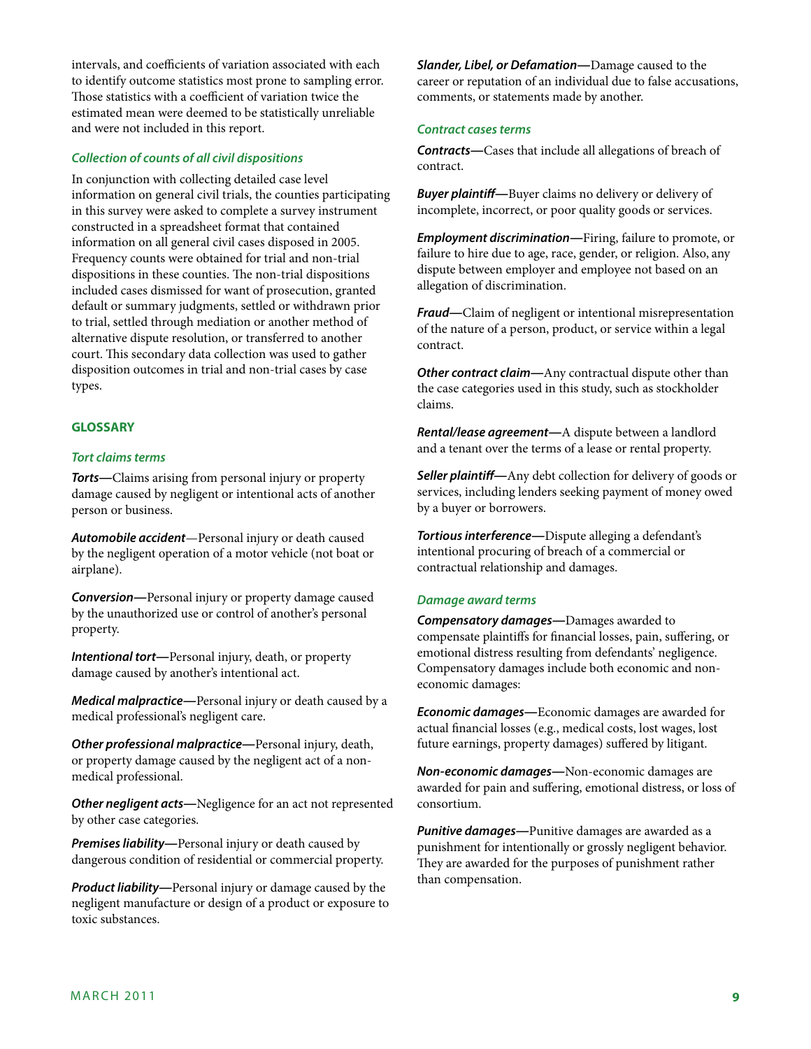intervals, and coefficients of variation associated with each to identify outcome statistics most prone to sampling error. Those statistics with a coefficient of variation twice the estimated mean were deemed to be statistically unreliable and were not included in this report.

### *Collection of counts of all civil dispositions*

In conjunction with collecting detailed case level information on general civil trials, the counties participating in this survey were asked to complete a survey instrument constructed in a spreadsheet format that contained information on all general civil cases disposed in 2005. Frequency counts were obtained for trial and non-trial dispositions in these counties. The non-trial dispositions included cases dismissed for want of prosecution, granted default or summary judgments, settled or withdrawn prior to trial, settled through mediation or another method of alternative dispute resolution, or transferred to another court. This secondary data collection was used to gather disposition outcomes in trial and non-trial cases by case types.

## GLOSSARY

### *Tort claims terms*

***Torts—***Claims arising from personal injury or property damage caused by negligent or intentional acts of another person or business.

***Automobile accident***—Personal injury or death caused by the negligent operation of a motor vehicle (not boat or airplane).

***Conversion—***Personal injury or property damage caused by the unauthorized use or control of another's personal property.

***Intentional tort—***Personal injury, death, or property damage caused by another's intentional act.

***Medical malpractice—***Personal injury or death caused by a medical professional's negligent care.

***Other professional malpractice—***Personal injury, death, or property damage caused by the negligent act of a non-medical professional.

***Other negligent acts—***Negligence for an act not represented by other case categories.

***Premises liability—***Personal injury or death caused by dangerous condition of residential or commercial property.

***Product liability—***Personal injury or damage caused by the negligent manufacture or design of a product or exposure to toxic substances.

***Slander, Libel, or Defamation—***Damage caused to the career or reputation of an individual due to false accusations, comments, or statements made by another.

### *Contract cases terms*

***Contracts—***Cases that include all allegations of breach of contract.

***Buyer plaintiff—***Buyer claims no delivery or delivery of incomplete, incorrect, or poor quality goods or services.

***Employment discrimination—***Firing, failure to promote, or failure to hire due to age, race, gender, or religion. Also, any dispute between employer and employee not based on an allegation of discrimination.

***Fraud—***Claim of negligent or intentional misrepresentation of the nature of a person, product, or service within a legal contract.

***Other contract claim—***Any contractual dispute other than the case categories used in this study, such as stockholder claims.

***Rental/lease agreement—***A dispute between a landlord and a tenant over the terms of a lease or rental property.

***Seller plaintiff—***Any debt collection for delivery of goods or services, including lenders seeking payment of money owed by a buyer or borrowers.

***Tortious interference—***Dispute alleging a defendant's intentional procuring of breach of a commercial or contractual relationship and damages.

### *Damage award terms*

***Compensatory damages—***Damages awarded to compensate plaintiffs for financial losses, pain, suffering, or emotional distress resulting from defendants' negligence. Compensatory damages include both economic and non-economic damages:

***Economic damages—***Economic damages are awarded for actual financial losses (e.g., medical costs, lost wages, lost future earnings, property damages) suffered by litigant.

***Non-economic damages—***Non-economic damages are awarded for pain and suffering, emotional distress, or loss of consortium.

***Punitive damages—***Punitive damages are awarded as a punishment for intentionally or grossly negligent behavior. They are awarded for the purposes of punishment rather than compensation.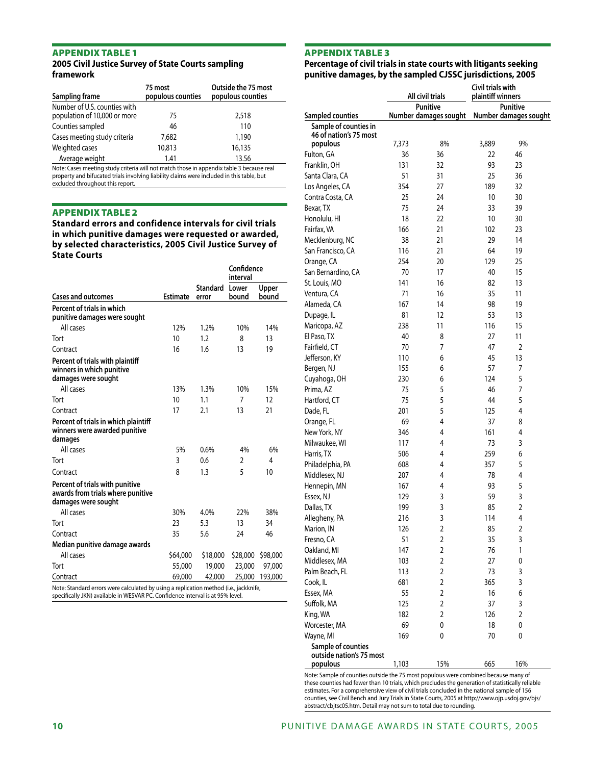## APPENDIX TABLE 1

### 2005 Civil Justice Survey of State Courts sampling framework

| Sampling frame | 75 most populous counties | Outside the 75 most populous counties |
|---|---|---|
| Number of U.S. counties with population of 10,000 or more | 75 | 2,518 |
| Counties sampled | 46 | 110 |
| Cases meeting study criteria | 7,682 | 1,190 |
| Weighted cases | 10,813 | 16,135 |
| Average weight | 1.41 | 13.56 |

Note: Cases meeting study criteria will not match those in appendix table 3 because real property and bifucated trials involving liability claims were included in this table, but excluded throughout this report.

## APPENDIX TABLE 2

### Standard errors and confidence intervals for civil trials in which punitive damages were requested or awarded, by selected characteristics, 2005 Civil Justice Survey of State Courts

| Cases and outcomes | Estimate | Standard error | Confidence interval Lower bound | Upper bound |
|---|---|---|---|---|
| **Percent of trials in which punitive damages were sought** | | | | |
| All cases | 12% | 1.2% | 10% | 14% |
| Tort | 10 | 1.2 | 8 | 13 |
| Contract | 16 | 1.6 | 13 | 19 |
| **Percent of trials with plaintiff winners in which punitive damages were sought** | | | | |
| All cases | 13% | 1.3% | 10% | 15% |
| Tort | 10 | 1.1 | 7 | 12 |
| Contract | 17 | 2.1 | 13 | 21 |
| **Percent of trials in which plaintiff winners were awarded punitive damages** | | | | |
| All cases | 5% | 0.6% | 4% | 6% |
| Tort | 3 | 0.6 | 2 | 4 |
| Contract | 8 | 1.3 | 5 | 10 |
| **Percent of trials with punitive awards from trials where punitive damages were sought** | | | | |
| All cases | 30% | 4.0% | 22% | 38% |
| Tort | 23 | 5.3 | 13 | 34 |
| Contract | 35 | 5.6 | 24 | 46 |
| **Median punitive damage awards** | | | | |
| All cases | $64,000 | $18,000 | $28,000 | $98,000 |
| Tort | 55,000 | 19,000 | 23,000 | 97,000 |
| Contract | 69,000 | 42,000 | 25,000 | 193,000 |

Note: Standard errors were calculated by using a replication method (i.e., jackknife, specifically JKN) available in WESVAR PC. Confidence interval is at 95% level.

## APPENDIX TABLE 3

### Percentage of civil trials in state courts with litigants seeking punitive damages, by the sampled CJSSC jurisdictions, 2005

| Sampled counties | All civil trials Number | All civil trials Punitive damages sought | Civil trials with plaintiff winners Number | Civil trials with plaintiff winners Punitive damages sought |
|---|---|---|---|---|
| **Sample of counties in 46 of nation's 75 most populous** | 7,373 | 8% | 3,889 | 9% |
| Fulton, GA | 36 | 36 | 22 | 46 |
| Franklin, OH | 131 | 32 | 93 | 23 |
| Santa Clara, CA | 51 | 31 | 25 | 36 |
| Los Angeles, CA | 354 | 27 | 189 | 32 |
| Contra Costa, CA | 25 | 24 | 10 | 30 |
| Bexar, TX | 75 | 24 | 33 | 39 |
| Honolulu, HI | 18 | 22 | 10 | 30 |
| Fairfax, VA | 166 | 21 | 102 | 23 |
| Mecklenburg, NC | 38 | 21 | 29 | 14 |
| San Francisco, CA | 116 | 21 | 64 | 19 |
| Orange, CA | 254 | 20 | 129 | 25 |
| San Bernardino, CA | 70 | 17 | 40 | 15 |
| St. Louis, MO | 141 | 16 | 82 | 13 |
| Ventura, CA | 71 | 16 | 35 | 11 |
| Alameda, CA | 167 | 14 | 98 | 19 |
| Dupage, IL | 81 | 12 | 53 | 13 |
| Maricopa, AZ | 238 | 11 | 116 | 15 |
| El Paso, TX | 40 | 8 | 27 | 11 |
| Fairfield, CT | 70 | 7 | 47 | 2 |
| Jefferson, KY | 110 | 6 | 45 | 13 |
| Bergen, NJ | 155 | 6 | 57 | 7 |
| Cuyahoga, OH | 230 | 6 | 124 | 5 |
| Prima, AZ | 75 | 5 | 46 | 7 |
| Hartford, CT | 75 | 5 | 44 | 5 |
| Dade, FL | 201 | 5 | 125 | 4 |
| Orange, FL | 69 | 4 | 37 | 8 |
| New York, NY | 346 | 4 | 161 | 4 |
| Milwaukee, WI | 117 | 4 | 73 | 3 |
| Harris, TX | 506 | 4 | 259 | 6 |
| Philadelphia, PA | 608 | 4 | 357 | 5 |
| Middlesex, NJ | 207 | 4 | 78 | 4 |
| Hennepin, MN | 167 | 4 | 93 | 5 |
| Essex, NJ | 129 | 3 | 59 | 3 |
| Dallas, TX | 199 | 3 | 85 | 2 |
| Allegheny, PA | 216 | 3 | 114 | 4 |
| Marion, IN | 126 | 2 | 85 | 2 |
| Fresno, CA | 51 | 2 | 35 | 3 |
| Oakland, MI | 147 | 2 | 76 | 1 |
| Middlesex, MA | 103 | 2 | 27 | 0 |
| Palm Beach, FL | 113 | 2 | 73 | 3 |
| Cook, IL | 681 | 2 | 365 | 3 |
| Essex, MA | 55 | 2 | 16 | 6 |
| Suffolk, MA | 125 | 2 | 37 | 3 |
| King, WA | 182 | 2 | 126 | 2 |
| Worcester, MA | 69 | 0 | 18 | 0 |
| Wayne, MI | 169 | 0 | 70 | 0 |
| **Sample of counties outside nation's 75 most populous** | 1,103 | 15% | 665 | 16% |

Note: Sample of counties outside the 75 most populous were combined because many of these counties had fewer than 10 trials, which precludes the generation of statistically reliable estimates. For a comprehensive view of civil trials concluded in the national sample of 156 counties, see Civil Bench and Jury Trials in State Courts, 2005 at http://www.ojp.usdoj.gov/bjs/abstract/cbjtsc05.htm. Detail may not sum to total due to rounding.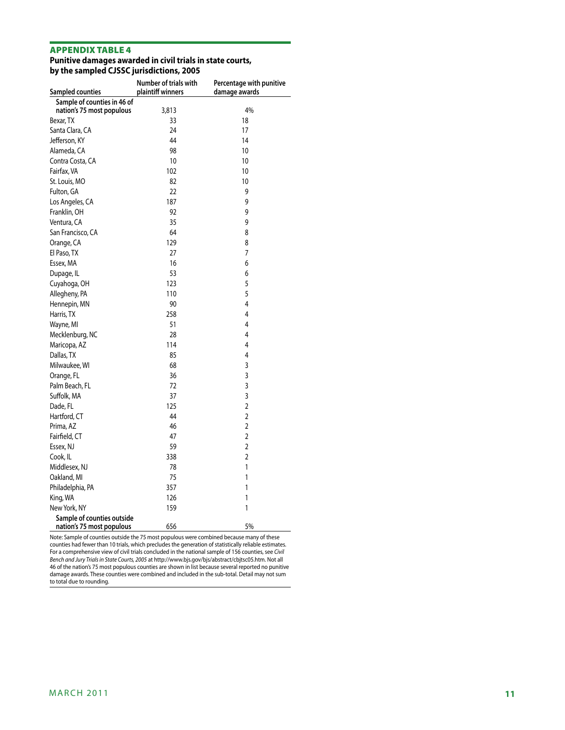## APPENDIX TABLE 4

**Punitive damages awarded in civil trials in state courts, by the sampled CJSSC jurisdictions, 2005**

| Sampled counties | Number of trials with plaintiff winners | Percentage with punitive damage awards |
|---|---|---|
| **Sample of counties in 46 of nation's 75 most populous** | 3,813 | 4% |
| Bexar, TX | 33 | 18 |
| Santa Clara, CA | 24 | 17 |
| Jefferson, KY | 44 | 14 |
| Alameda, CA | 98 | 10 |
| Contra Costa, CA | 10 | 10 |
| Fairfax, VA | 102 | 10 |
| St. Louis, MO | 82 | 10 |
| Fulton, GA | 22 | 9 |
| Los Angeles, CA | 187 | 9 |
| Franklin, OH | 92 | 9 |
| Ventura, CA | 35 | 9 |
| San Francisco, CA | 64 | 8 |
| Orange, CA | 129 | 8 |
| El Paso, TX | 27 | 7 |
| Essex, MA | 16 | 6 |
| Dupage, IL | 53 | 6 |
| Cuyahoga, OH | 123 | 5 |
| Allegheny, PA | 110 | 5 |
| Hennepin, MN | 90 | 4 |
| Harris, TX | 258 | 4 |
| Wayne, MI | 51 | 4 |
| Mecklenburg, NC | 28 | 4 |
| Maricopa, AZ | 114 | 4 |
| Dallas, TX | 85 | 4 |
| Milwaukee, WI | 68 | 3 |
| Orange, FL | 36 | 3 |
| Palm Beach, FL | 72 | 3 |
| Suffolk, MA | 37 | 3 |
| Dade, FL | 125 | 2 |
| Hartford, CT | 44 | 2 |
| Prima, AZ | 46 | 2 |
| Fairfield, CT | 47 | 2 |
| Essex, NJ | 59 | 2 |
| Cook, IL | 338 | 2 |
| Middlesex, NJ | 78 | 1 |
| Oakland, MI | 75 | 1 |
| Philadelphia, PA | 357 | 1 |
| King, WA | 126 | 1 |
| New York, NY | 159 | 1 |
| **Sample of counties outside nation's 75 most populous** | 656 | 5% |

Note: Sample of counties outside the 75 most populous were combined because many of these counties had fewer than 10 trials, which precludes the generation of statistically reliable estimates. For a comprehensive view of civil trials concluded in the national sample of 156 counties, see *Civil Bench and Jury Trials in State Courts, 2005* at http://www.bjs.gov/bjs/abstract/cbjtsc05.htm. Not all 46 of the nation's 75 most populous counties are shown in list because several reported no punitive damage awards. These counties were combined and included in the sub-total. Detail may not sum to total due to rounding.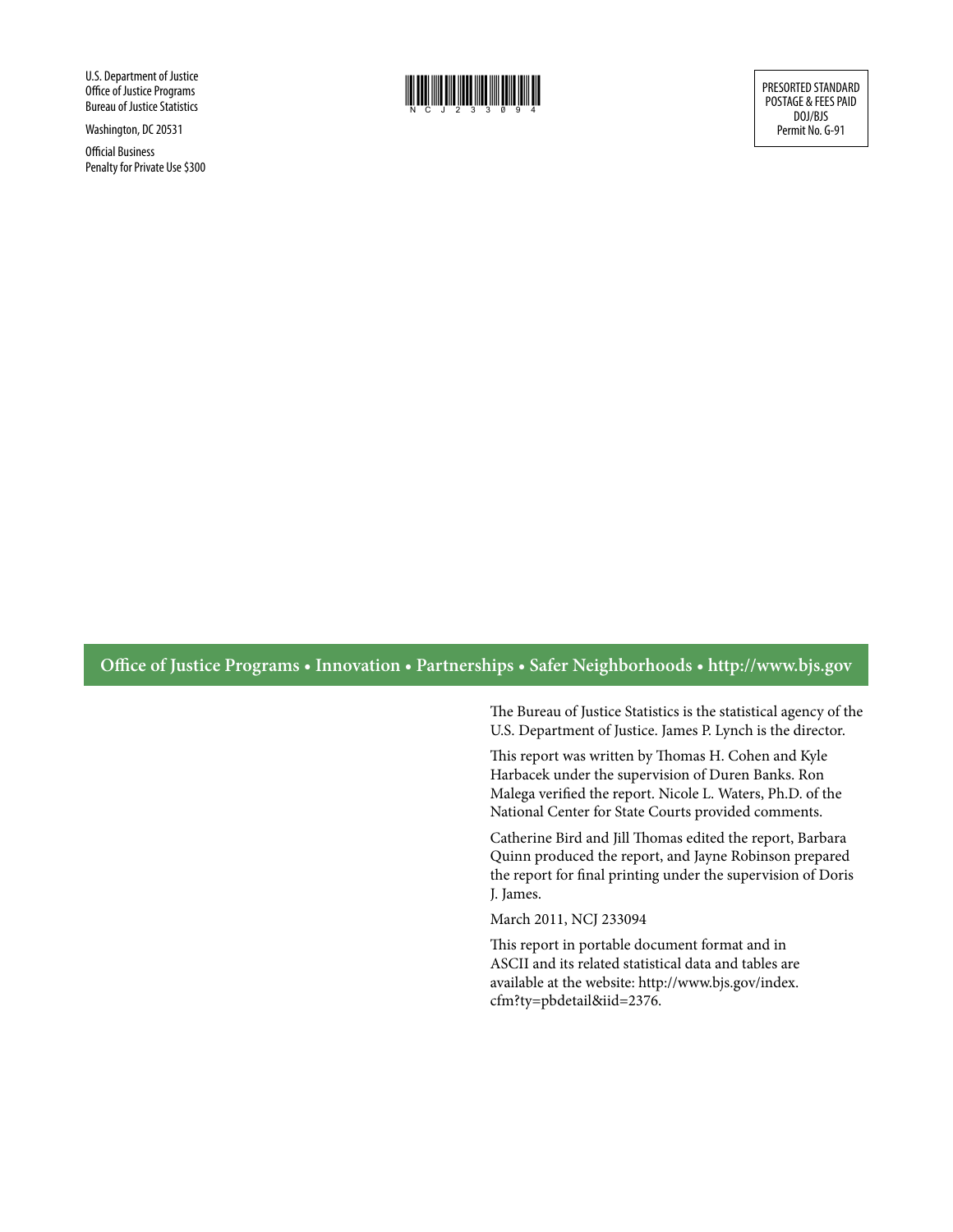U.S. Department of Justice
Office of Justice Programs
Bureau of Justice Statistics

Washington, DC 20531

Official Business
Penalty for Private Use $300

NCJ233094

PRESORTED STANDARD
POSTAGE & FEES PAID
DOJ/BJS
Permit No. G-91

**Office of Justice Programs • Innovation • Partnerships • Safer Neighborhoods • http://www.bjs.gov**

The Bureau of Justice Statistics is the statistical agency of the U.S. Department of Justice. James P. Lynch is the director.

This report was written by Thomas H. Cohen and Kyle Harbacek under the supervision of Duren Banks. Ron Malega verified the report. Nicole L. Waters, Ph.D. of the National Center for State Courts provided comments.

Catherine Bird and Jill Thomas edited the report, Barbara Quinn produced the report, and Jayne Robinson prepared the report for final printing under the supervision of Doris J. James.

March 2011, NCJ 233094

This report in portable document format and in ASCII and its related statistical data and tables are available at the website: http://www.bjs.gov/index.cfm?ty=pbdetail&iid=2376.